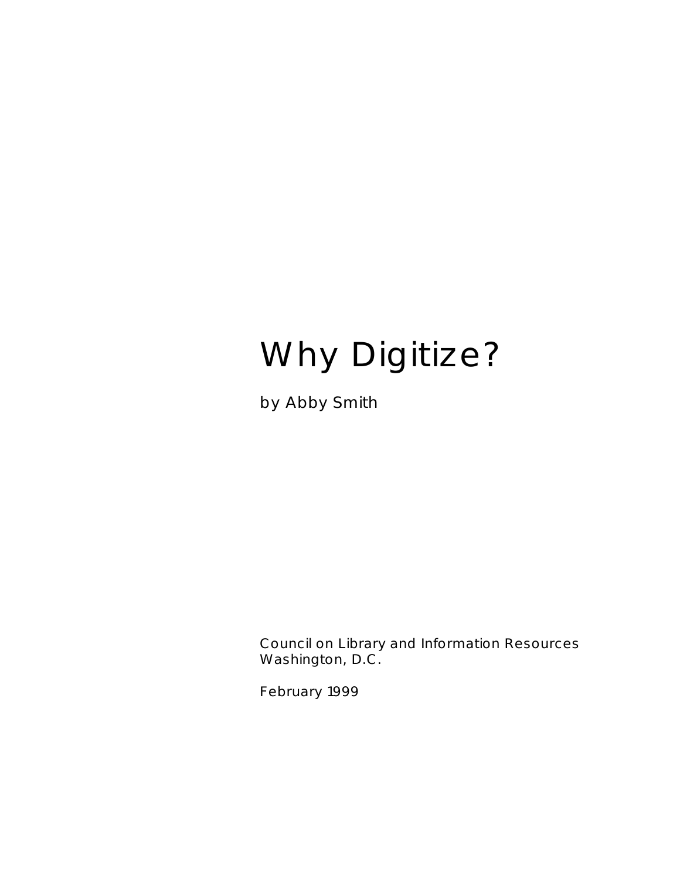# Why Digitize?

by Abby Smith

Council on Library and Information Resources
Washington, D.C.

February 1999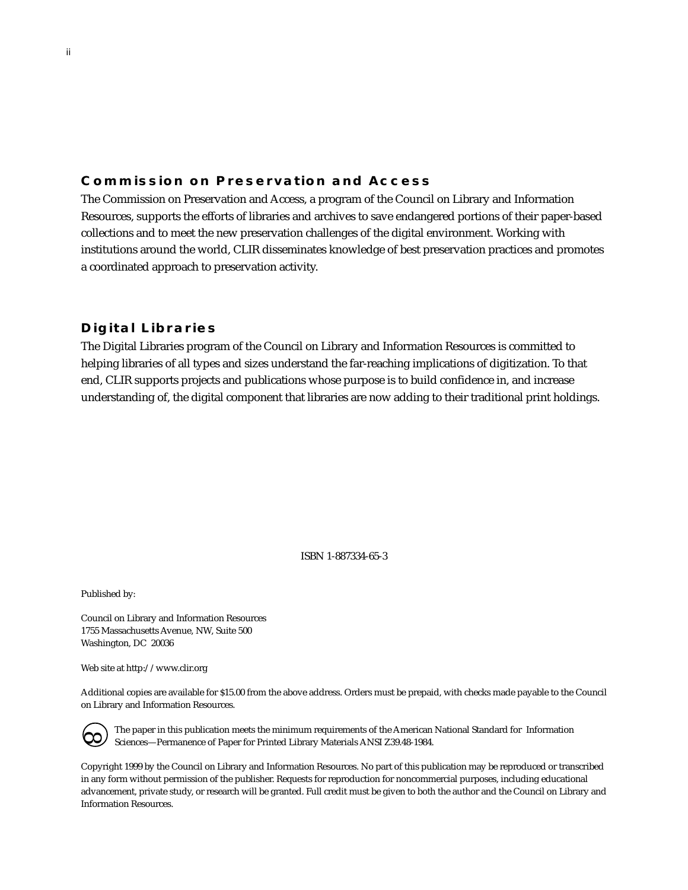## Commission on Preservation and Access

The Commission on Preservation and Access, a program of the Council on Library and Information Resources, supports the efforts of libraries and archives to save endangered portions of their paper-based collections and to meet the new preservation challenges of the digital environment. Working with institutions around the world, CLIR disseminates knowledge of best preservation practices and promotes a coordinated approach to preservation activity.

## Digital Libraries

The Digital Libraries program of the Council on Library and Information Resources is committed to helping libraries of all types and sizes understand the far-reaching implications of digitization. To that end, CLIR supports projects and publications whose purpose is to build confidence in, and increase understanding of, the digital component that libraries are now adding to their traditional print holdings.

ISBN 1-887334-65-3

Published by:

Council on Library and Information Resources
1755 Massachusetts Avenue, NW, Suite 500
Washington, DC 20036

Web site at http://www.clir.org

Additional copies are available for $15.00 from the above address. Orders must be prepaid, with checks made payable to the Council on Library and Information Resources.

The paper in this publication meets the minimum requirements of the American National Standard for Information Sciences—Permanence of Paper for Printed Library Materials ANSI Z39.48-1984.

Copyright 1999 by the Council on Library and Information Resources. No part of this publication may be reproduced or transcribed in any form without permission of the publisher. Requests for reproduction for noncommercial purposes, including educational advancement, private study, or research will be granted. Full credit must be given to both the author and the Council on Library and Information Resources.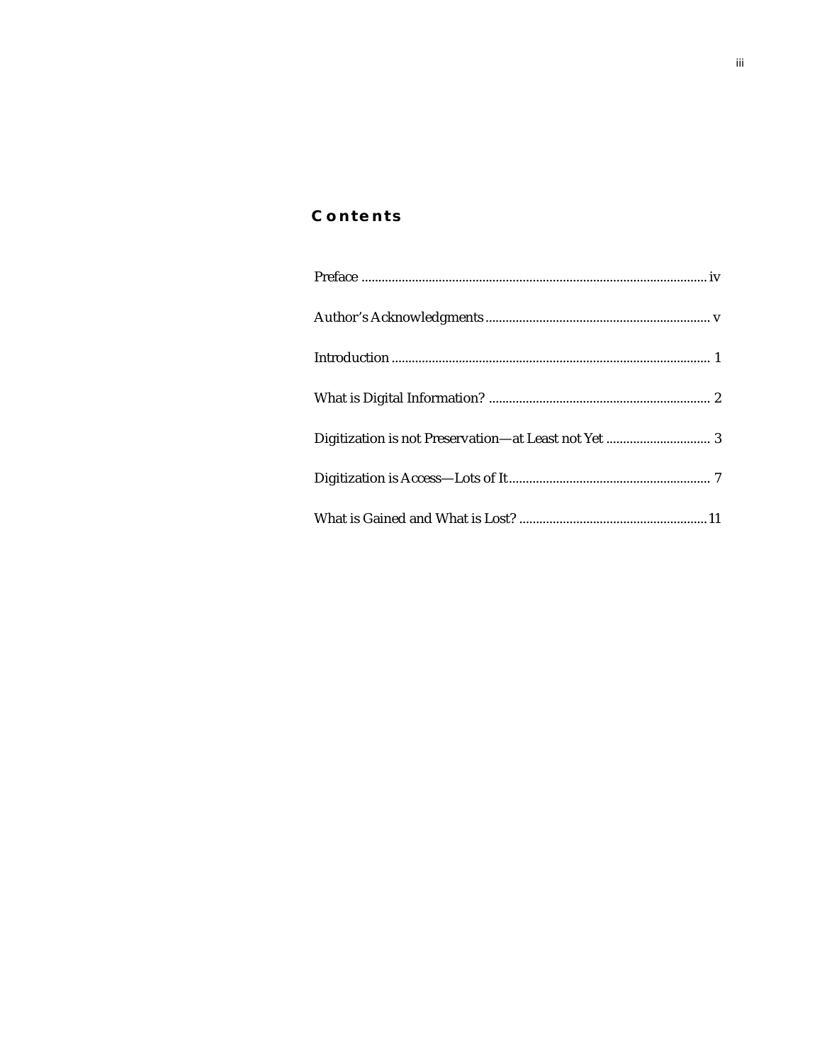# Contents

Preface ........................................................................................................ iv

Author's Acknowledgments ..................................................................... v

Introduction ................................................................................................ 1

What is Digital Information? ..................................................................... 2

Digitization is not Preservation—at Least not Yet ................................ 3

Digitization is Access—Lots of It ............................................................ 7

What is Gained and What is Lost? ......................................................... 11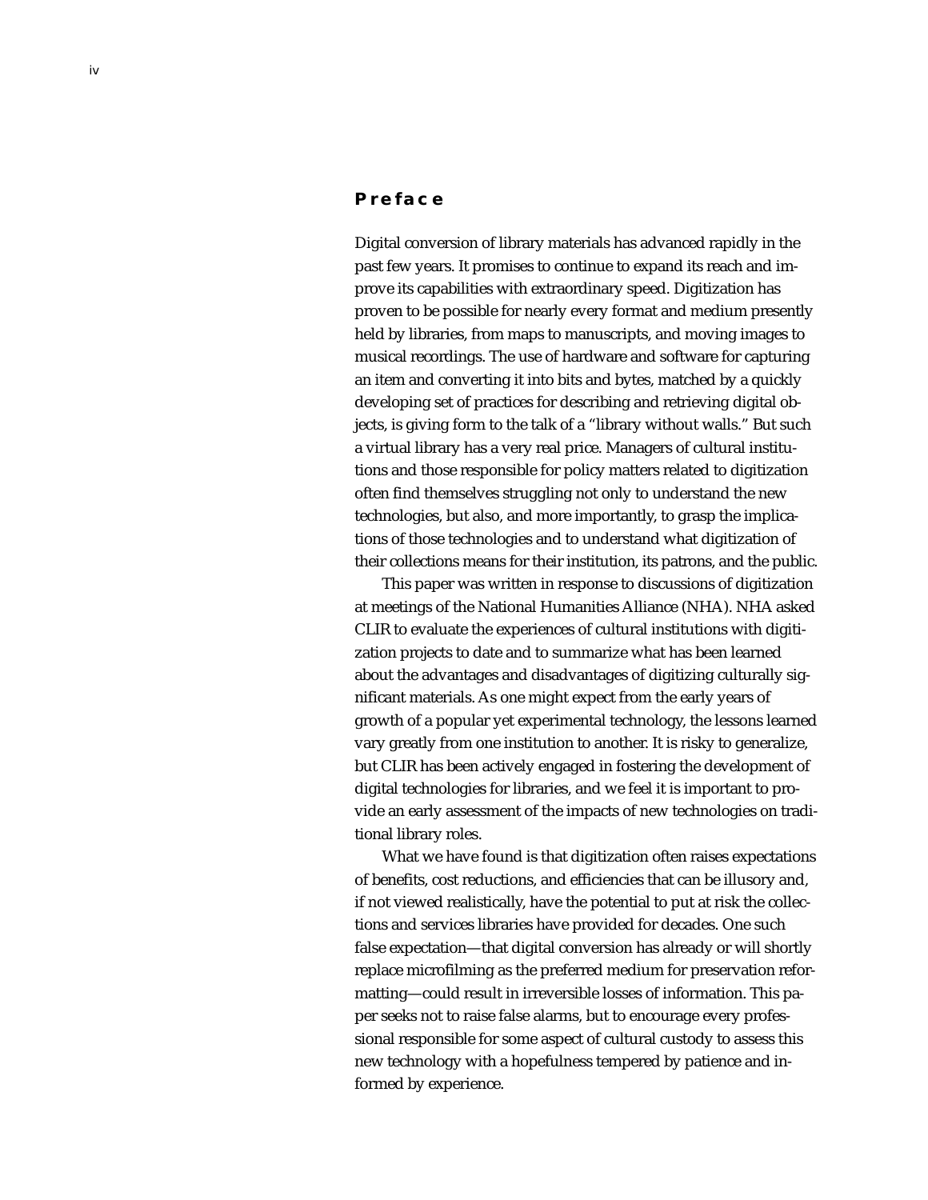## Preface

Digital conversion of library materials has advanced rapidly in the past few years. It promises to continue to expand its reach and improve its capabilities with extraordinary speed. Digitization has proven to be possible for nearly every format and medium presently held by libraries, from maps to manuscripts, and moving images to musical recordings. The use of hardware and software for capturing an item and converting it into bits and bytes, matched by a quickly developing set of practices for describing and retrieving digital objects, is giving form to the talk of a "library without walls." But such a virtual library has a very real price. Managers of cultural institutions and those responsible for policy matters related to digitization often find themselves struggling not only to understand the new technologies, but also, and more importantly, to grasp the implications of those technologies and to understand what digitization of their collections means for their institution, its patrons, and the public.

This paper was written in response to discussions of digitization at meetings of the National Humanities Alliance (NHA). NHA asked CLIR to evaluate the experiences of cultural institutions with digitization projects to date and to summarize what has been learned about the advantages and disadvantages of digitizing culturally significant materials. As one might expect from the early years of growth of a popular yet experimental technology, the lessons learned vary greatly from one institution to another. It is risky to generalize, but CLIR has been actively engaged in fostering the development of digital technologies for libraries, and we feel it is important to provide an early assessment of the impacts of new technologies on traditional library roles.

What we have found is that digitization often raises expectations of benefits, cost reductions, and efficiencies that can be illusory and, if not viewed realistically, have the potential to put at risk the collections and services libraries have provided for decades. One such false expectation—that digital conversion has already or will shortly replace microfilming as the preferred medium for preservation reformatting—could result in irreversible losses of information. This paper seeks not to raise false alarms, but to encourage every professional responsible for some aspect of cultural custody to assess this new technology with a hopefulness tempered by patience and informed by experience.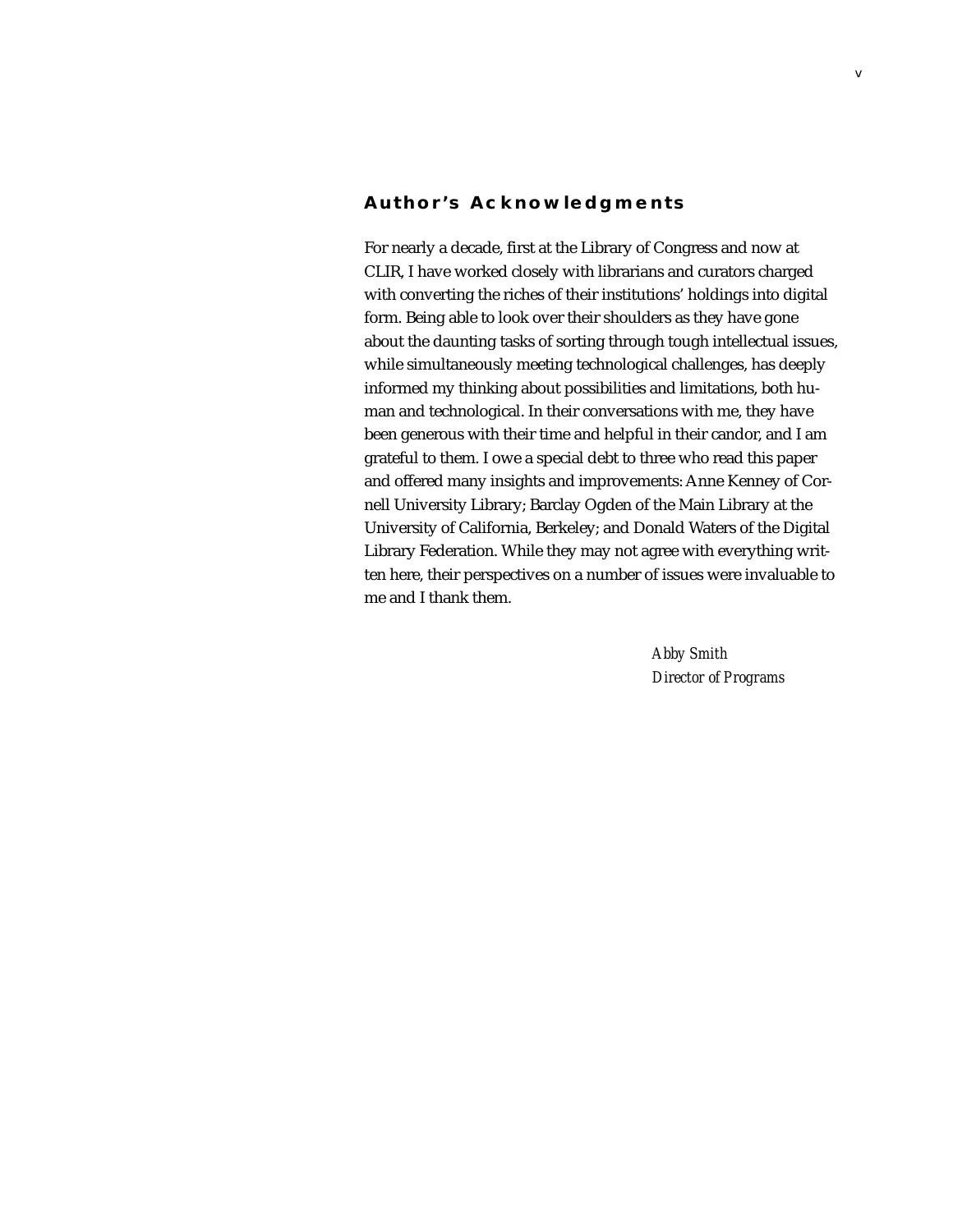## Author's Acknowledgments

For nearly a decade, first at the Library of Congress and now at CLIR, I have worked closely with librarians and curators charged with converting the riches of their institutions' holdings into digital form. Being able to look over their shoulders as they have gone about the daunting tasks of sorting through tough intellectual issues, while simultaneously meeting technological challenges, has deeply informed my thinking about possibilities and limitations, both human and technological. In their conversations with me, they have been generous with their time and helpful in their candor, and I am grateful to them. I owe a special debt to three who read this paper and offered many insights and improvements: Anne Kenney of Cornell University Library; Barclay Ogden of the Main Library at the University of California, Berkeley; and Donald Waters of the Digital Library Federation. While they may not agree with everything written here, their perspectives on a number of issues were invaluable to me and I thank them.

*Abby Smith*
*Director of Programs*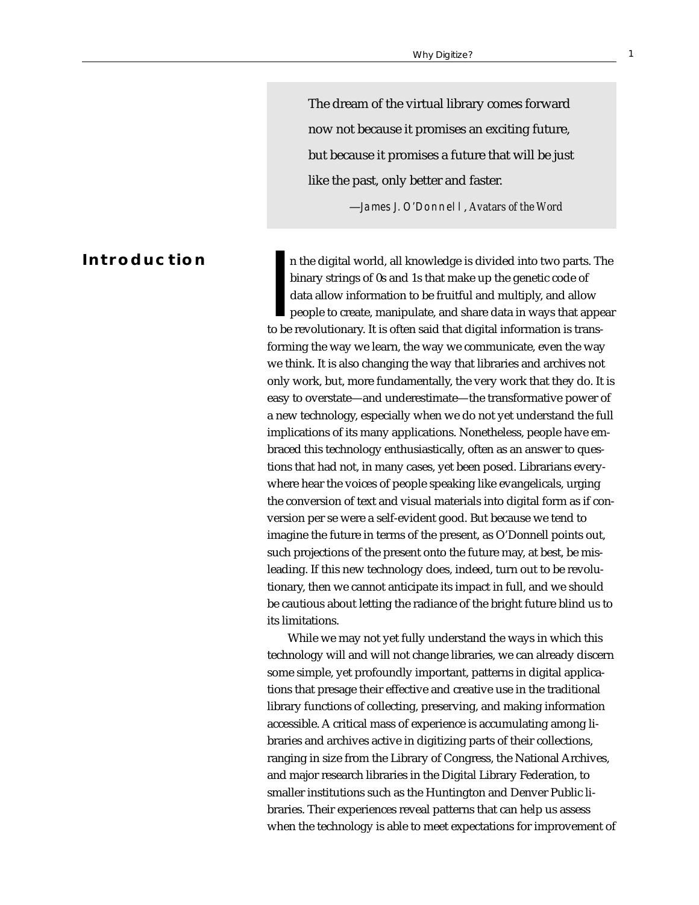> The dream of the virtual library comes forward now not because it promises an exciting future, but because it promises a future that will be just like the past, only better and faster.
>
> —James J. O'Donnell, *Avatars of the Word*

## Introduction

In the digital world, all knowledge is divided into two parts. The binary strings of 0s and 1s that make up the genetic code of data allow information to be fruitful and multiply, and allow people to create, manipulate, and share data in ways that appear to be revolutionary. It is often said that digital information is transforming the way we learn, the way we communicate, even the way we think. It is also changing the way that libraries and archives not only work, but, more fundamentally, the very work that they do. It is easy to overstate—and underestimate—the transformative power of a new technology, especially when we do not yet understand the full implications of its many applications. Nonetheless, people have embraced this technology enthusiastically, often as an answer to questions that had not, in many cases, yet been posed. Librarians everywhere hear the voices of people speaking like evangelicals, urging the conversion of text and visual materials into digital form as if conversion per se were a self-evident good. But because we tend to imagine the future in terms of the present, as O'Donnell points out, such projections of the present onto the future may, at best, be misleading. If this new technology does, indeed, turn out to be revolutionary, then we cannot anticipate its impact in full, and we should be cautious about letting the radiance of the bright future blind us to its limitations.

While we may not yet fully understand the ways in which this technology will and will not change libraries, we can already discern some simple, yet profoundly important, patterns in digital applications that presage their effective and creative use in the traditional library functions of collecting, preserving, and making information accessible. A critical mass of experience is accumulating among libraries and archives active in digitizing parts of their collections, ranging in size from the Library of Congress, the National Archives, and major research libraries in the Digital Library Federation, to smaller institutions such as the Huntington and Denver Public libraries. Their experiences reveal patterns that can help us assess when the technology is able to meet expectations for improvement of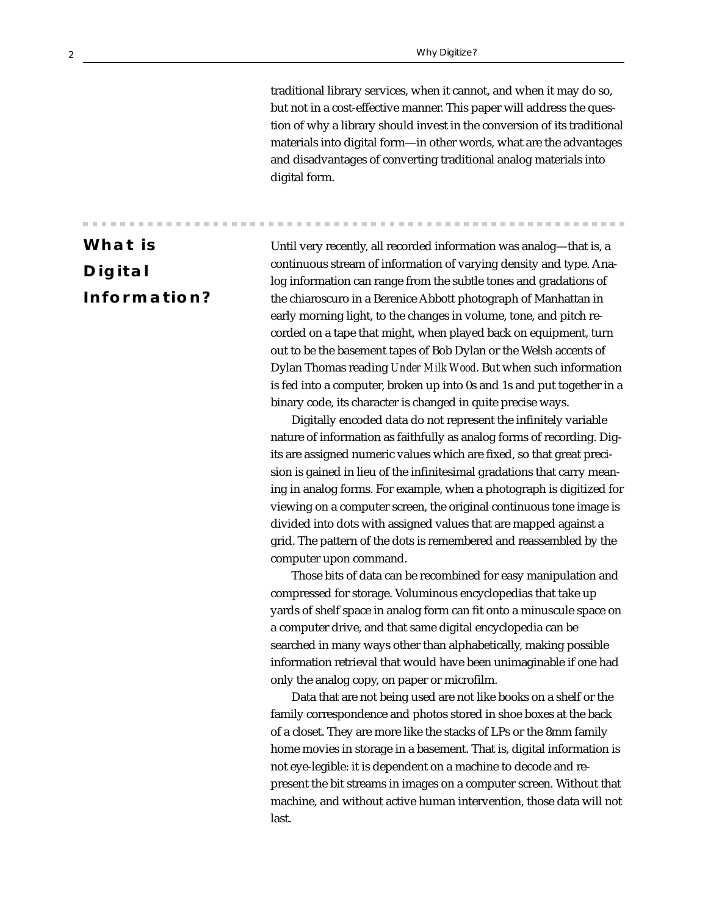traditional library services, when it cannot, and when it may do so, but not in a cost-effective manner. This paper will address the question of why a library should invest in the conversion of its traditional materials into digital form—in other words, what are the advantages and disadvantages of converting traditional analog materials into digital form.

## What is Digital Information?

Until very recently, all recorded information was analog—that is, a continuous stream of information of varying density and type. Analog information can range from the subtle tones and gradations of the chiaroscuro in a Berenice Abbott photograph of Manhattan in early morning light, to the changes in volume, tone, and pitch recorded on a tape that might, when played back on equipment, turn out to be the basement tapes of Bob Dylan or the Welsh accents of Dylan Thomas reading *Under Milk Wood*. But when such information is fed into a computer, broken up into 0s and 1s and put together in a binary code, its character is changed in quite precise ways.

Digitally encoded data do not represent the infinitely variable nature of information as faithfully as analog forms of recording. Digits are assigned numeric values which are fixed, so that great precision is gained in lieu of the infinitesimal gradations that carry meaning in analog forms. For example, when a photograph is digitized for viewing on a computer screen, the original continuous tone image is divided into dots with assigned values that are mapped against a grid. The pattern of the dots is remembered and reassembled by the computer upon command.

Those bits of data can be recombined for easy manipulation and compressed for storage. Voluminous encyclopedias that take up yards of shelf space in analog form can fit onto a minuscule space on a computer drive, and that same digital encyclopedia can be searched in many ways other than alphabetically, making possible information retrieval that would have been unimaginable if one had only the analog copy, on paper or microfilm.

Data that are not being used are not like books on a shelf or the family correspondence and photos stored in shoe boxes at the back of a closet. They are more like the stacks of LPs or the 8mm family home movies in storage in a basement. That is, digital information is not eye-legible: it is dependent on a machine to decode and re-present the bit streams in images on a computer screen. Without that machine, and without active human intervention, those data will not last.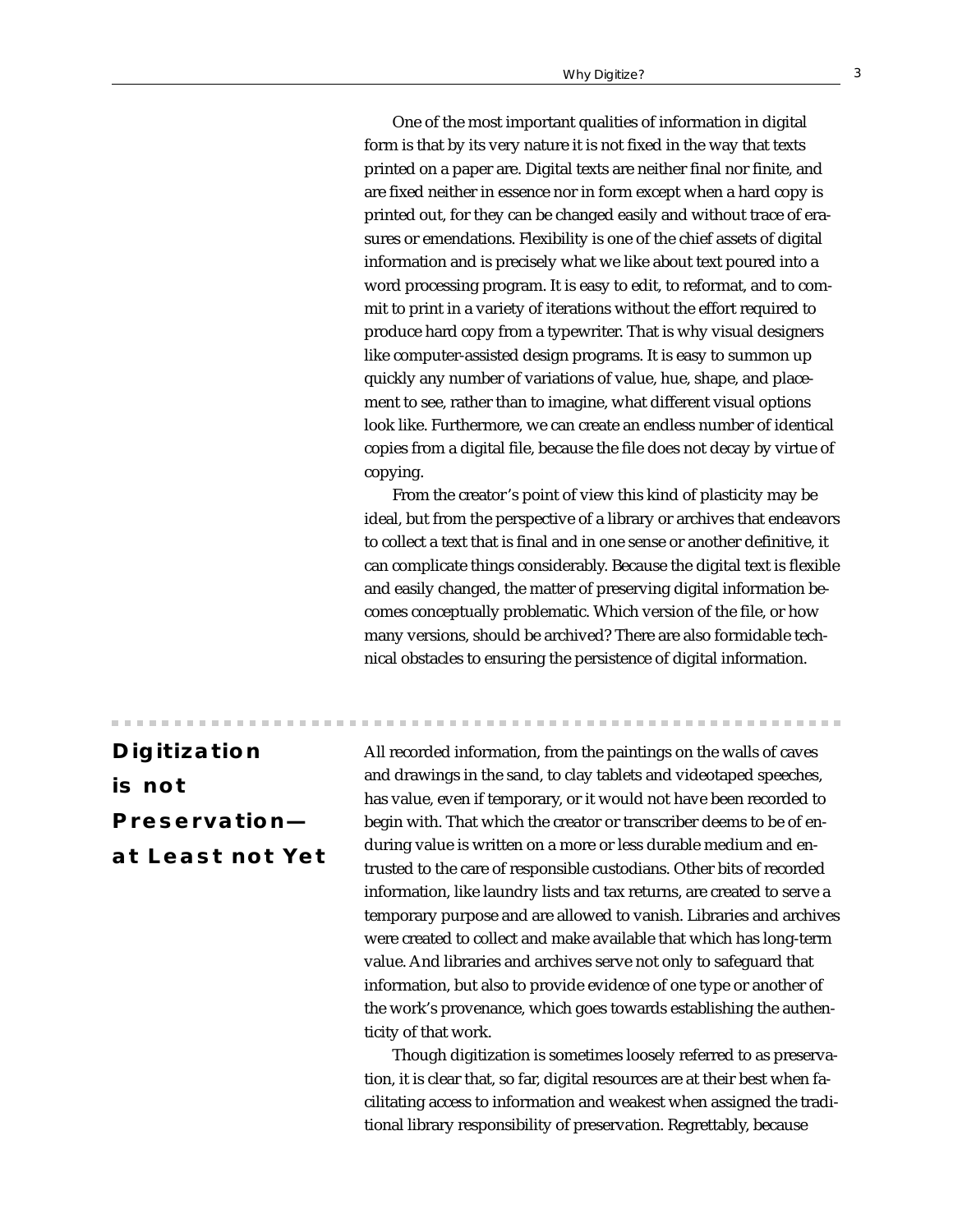One of the most important qualities of information in digital form is that by its very nature it is not fixed in the way that texts printed on a paper are. Digital texts are neither final nor finite, and are fixed neither in essence nor in form except when a hard copy is printed out, for they can be changed easily and without trace of erasures or emendations. Flexibility is one of the chief assets of digital information and is precisely what we like about text poured into a word processing program. It is easy to edit, to reformat, and to commit to print in a variety of iterations without the effort required to produce hard copy from a typewriter. That is why visual designers like computer-assisted design programs. It is easy to summon up quickly any number of variations of value, hue, shape, and placement to see, rather than to imagine, what different visual options look like. Furthermore, we can create an endless number of identical copies from a digital file, because the file does not decay by virtue of copying.

From the creator's point of view this kind of plasticity may be ideal, but from the perspective of a library or archives that endeavors to collect a text that is final and in one sense or another definitive, it can complicate things considerably. Because the digital text is flexible and easily changed, the matter of preserving digital information becomes conceptually problematic. Which version of the file, or how many versions, should be archived? There are also formidable technical obstacles to ensuring the persistence of digital information.

## Digitization is not Preservation—at Least not Yet

All recorded information, from the paintings on the walls of caves and drawings in the sand, to clay tablets and videotaped speeches, has value, even if temporary, or it would not have been recorded to begin with. That which the creator or transcriber deems to be of enduring value is written on a more or less durable medium and entrusted to the care of responsible custodians. Other bits of recorded information, like laundry lists and tax returns, are created to serve a temporary purpose and are allowed to vanish. Libraries and archives were created to collect and make available that which has long-term value. And libraries and archives serve not only to safeguard that information, but also to provide evidence of one type or another of the work's provenance, which goes towards establishing the authenticity of that work.

Though digitization is sometimes loosely referred to as preservation, it is clear that, so far, digital resources are at their best when facilitating access to information and weakest when assigned the traditional library responsibility of preservation. Regrettably, because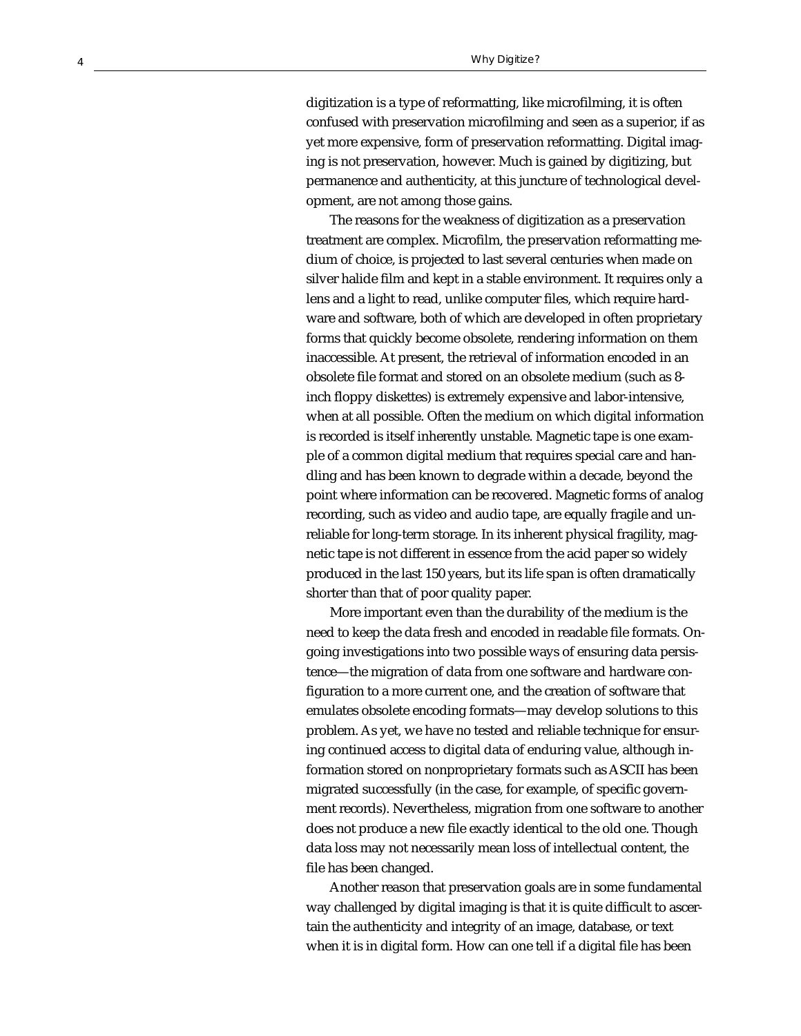digitization is a type of reformatting, like microfilming, it is often confused with preservation microfilming and seen as a superior, if as yet more expensive, form of preservation reformatting. Digital imaging is not preservation, however. Much is gained by digitizing, but permanence and authenticity, at this juncture of technological development, are not among those gains.

The reasons for the weakness of digitization as a preservation treatment are complex. Microfilm, the preservation reformatting medium of choice, is projected to last several centuries when made on silver halide film and kept in a stable environment. It requires only a lens and a light to read, unlike computer files, which require hardware and software, both of which are developed in often proprietary forms that quickly become obsolete, rendering information on them inaccessible. At present, the retrieval of information encoded in an obsolete file format and stored on an obsolete medium (such as 8-inch floppy diskettes) is extremely expensive and labor-intensive, when at all possible. Often the medium on which digital information is recorded is itself inherently unstable. Magnetic tape is one example of a common digital medium that requires special care and handling and has been known to degrade within a decade, beyond the point where information can be recovered. Magnetic forms of analog recording, such as video and audio tape, are equally fragile and unreliable for long-term storage. In its inherent physical fragility, magnetic tape is not different in essence from the acid paper so widely produced in the last 150 years, but its life span is often dramatically shorter than that of poor quality paper.

More important even than the durability of the medium is the need to keep the data fresh and encoded in readable file formats. Ongoing investigations into two possible ways of ensuring data persistence—the migration of data from one software and hardware configuration to a more current one, and the creation of software that emulates obsolete encoding formats—may develop solutions to this problem. As yet, we have no tested and reliable technique for ensuring continued access to digital data of enduring value, although information stored on nonproprietary formats such as ASCII has been migrated successfully (in the case, for example, of specific government records). Nevertheless, migration from one software to another does not produce a new file exactly identical to the old one. Though data loss may not necessarily mean loss of intellectual content, the file has been changed.

Another reason that preservation goals are in some fundamental way challenged by digital imaging is that it is quite difficult to ascertain the authenticity and integrity of an image, database, or text when it is in digital form. How can one tell if a digital file has been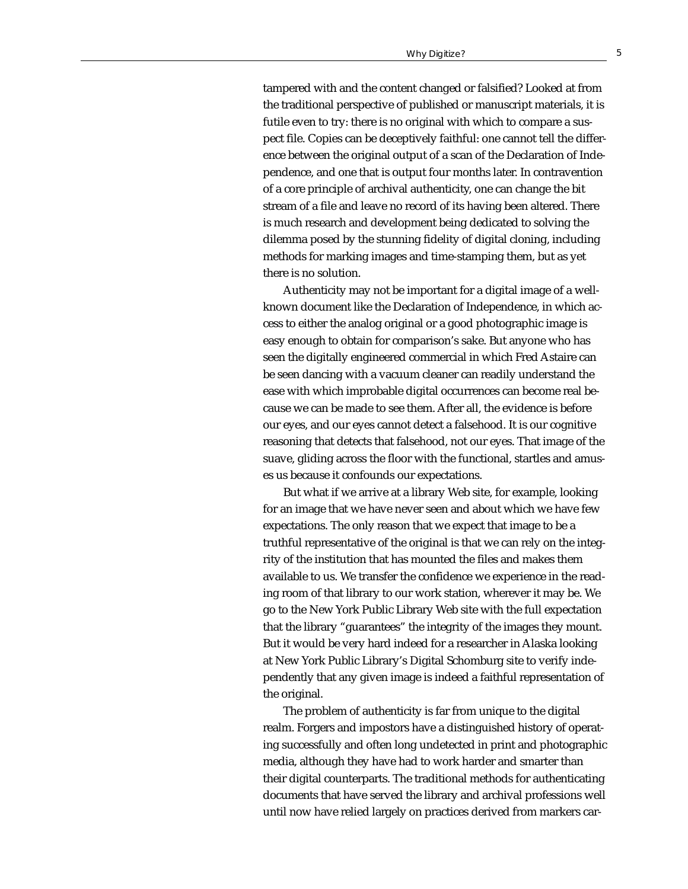tampered with and the content changed or falsified? Looked at from the traditional perspective of published or manuscript materials, it is futile even to try: there is no original with which to compare a suspect file. Copies can be deceptively faithful: one cannot tell the difference between the original output of a scan of the Declaration of Independence, and one that is output four months later. In contravention of a core principle of archival authenticity, one can change the bit stream of a file and leave no record of its having been altered. There is much research and development being dedicated to solving the dilemma posed by the stunning fidelity of digital cloning, including methods for marking images and time-stamping them, but as yet there is no solution.

Authenticity may not be important for a digital image of a well-known document like the Declaration of Independence, in which access to either the analog original or a good photographic image is easy enough to obtain for comparison's sake. But anyone who has seen the digitally engineered commercial in which Fred Astaire can be seen dancing with a vacuum cleaner can readily understand the ease with which improbable digital occurrences can become real because we can be made to see them. After all, the evidence is before our eyes, and our eyes cannot detect a falsehood. It is our cognitive reasoning that detects that falsehood, not our eyes. That image of the suave, gliding across the floor with the functional, startles and amuses us because it confounds our expectations.

But what if we arrive at a library Web site, for example, looking for an image that we have never seen and about which we have few expectations. The only reason that we expect that image to be a truthful representative of the original is that we can rely on the integrity of the institution that has mounted the files and makes them available to us. We transfer the confidence we experience in the reading room of that library to our work station, wherever it may be. We go to the New York Public Library Web site with the full expectation that the library "guarantees" the integrity of the images they mount. But it would be very hard indeed for a researcher in Alaska looking at New York Public Library's Digital Schomburg site to verify independently that any given image is indeed a faithful representation of the original.

The problem of authenticity is far from unique to the digital realm. Forgers and impostors have a distinguished history of operating successfully and often long undetected in print and photographic media, although they have had to work harder and smarter than their digital counterparts. The traditional methods for authenticating documents that have served the library and archival professions well until now have relied largely on practices derived from markers car-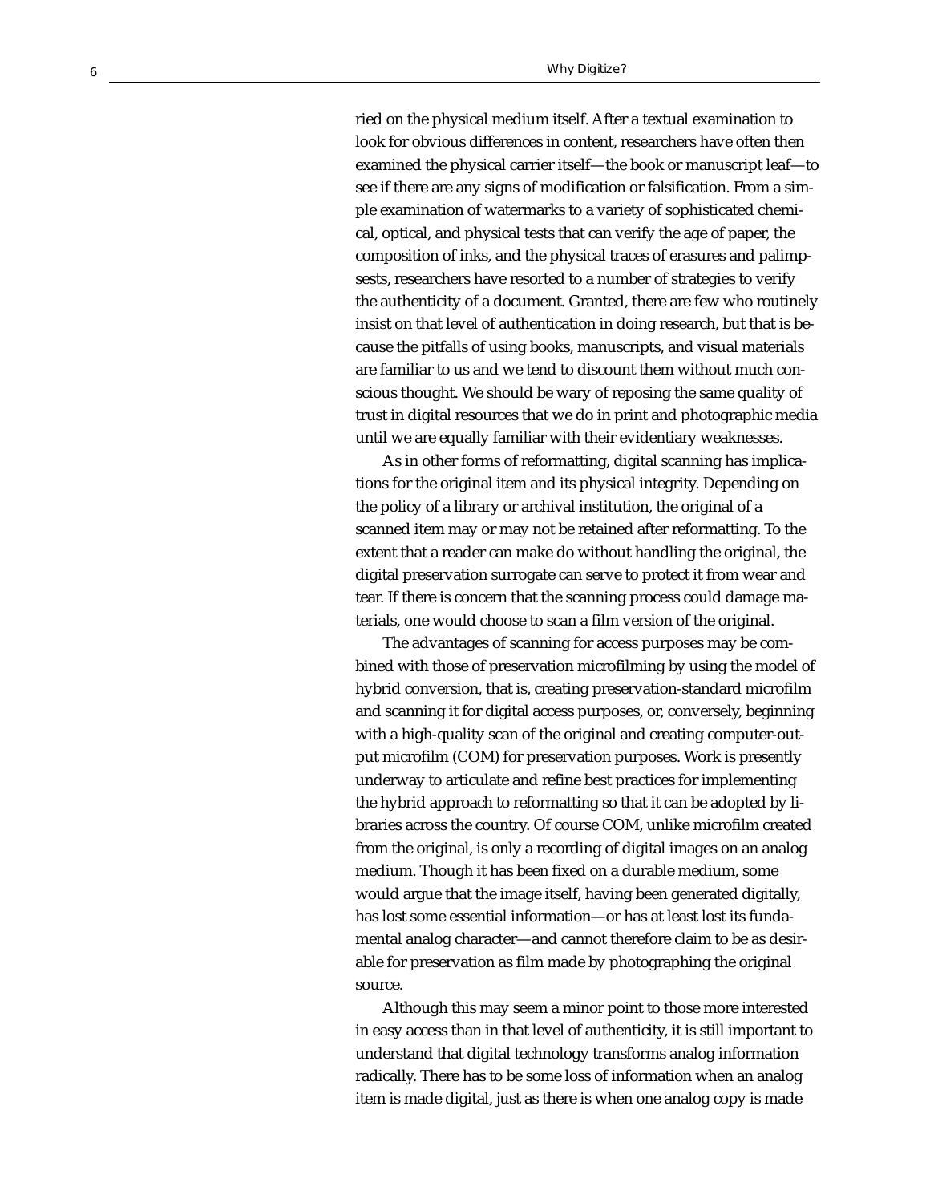ried on the physical medium itself. After a textual examination to look for obvious differences in content, researchers have often then examined the physical carrier itself—the book or manuscript leaf—to see if there are any signs of modification or falsification. From a simple examination of watermarks to a variety of sophisticated chemical, optical, and physical tests that can verify the age of paper, the composition of inks, and the physical traces of erasures and palimpsests, researchers have resorted to a number of strategies to verify the authenticity of a document. Granted, there are few who routinely insist on that level of authentication in doing research, but that is because the pitfalls of using books, manuscripts, and visual materials are familiar to us and we tend to discount them without much conscious thought. We should be wary of reposing the same quality of trust in digital resources that we do in print and photographic media until we are equally familiar with their evidentiary weaknesses.

As in other forms of reformatting, digital scanning has implications for the original item and its physical integrity. Depending on the policy of a library or archival institution, the original of a scanned item may or may not be retained after reformatting. To the extent that a reader can make do without handling the original, the digital preservation surrogate can serve to protect it from wear and tear. If there is concern that the scanning process could damage materials, one would choose to scan a film version of the original.

The advantages of scanning for access purposes may be combined with those of preservation microfilming by using the model of hybrid conversion, that is, creating preservation-standard microfilm and scanning it for digital access purposes, or, conversely, beginning with a high-quality scan of the original and creating computer-output microfilm (COM) for preservation purposes. Work is presently underway to articulate and refine best practices for implementing the hybrid approach to reformatting so that it can be adopted by libraries across the country. Of course COM, unlike microfilm created from the original, is only a recording of digital images on an analog medium. Though it has been fixed on a durable medium, some would argue that the image itself, having been generated digitally, has lost some essential information—or has at least lost its fundamental analog character—and cannot therefore claim to be as desirable for preservation as film made by photographing the original source.

Although this may seem a minor point to those more interested in easy access than in that level of authenticity, it is still important to understand that digital technology transforms analog information radically. There has to be some loss of information when an analog item is made digital, just as there is when one analog copy is made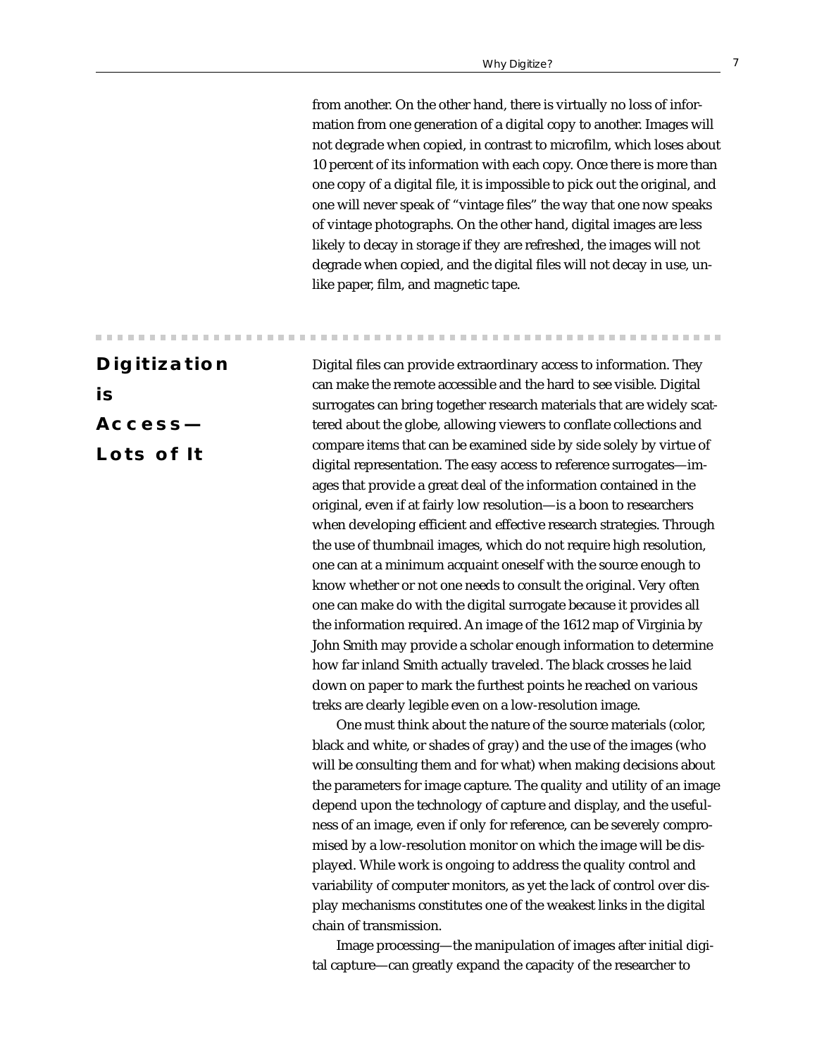from another. On the other hand, there is virtually no loss of information from one generation of a digital copy to another. Images will not degrade when copied, in contrast to microfilm, which loses about 10 percent of its information with each copy. Once there is more than one copy of a digital file, it is impossible to pick out the original, and one will never speak of "vintage files" the way that one now speaks of vintage photographs. On the other hand, digital images are less likely to decay in storage if they are refreshed, the images will not degrade when copied, and the digital files will not decay in use, unlike paper, film, and magnetic tape.

## Digitization is Access—Lots of It

Digital files can provide extraordinary access to information. They can make the remote accessible and the hard to see visible. Digital surrogates can bring together research materials that are widely scattered about the globe, allowing viewers to conflate collections and compare items that can be examined side by side solely by virtue of digital representation. The easy access to reference surrogates—images that provide a great deal of the information contained in the original, even if at fairly low resolution—is a boon to researchers when developing efficient and effective research strategies. Through the use of thumbnail images, which do not require high resolution, one can at a minimum acquaint oneself with the source enough to know whether or not one needs to consult the original. Very often one can make do with the digital surrogate because it provides all the information required. An image of the 1612 map of Virginia by John Smith may provide a scholar enough information to determine how far inland Smith actually traveled. The black crosses he laid down on paper to mark the furthest points he reached on various treks are clearly legible even on a low-resolution image.

One must think about the nature of the source materials (color, black and white, or shades of gray) and the use of the images (who will be consulting them and for what) when making decisions about the parameters for image capture. The quality and utility of an image depend upon the technology of capture and display, and the usefulness of an image, even if only for reference, can be severely compromised by a low-resolution monitor on which the image will be displayed. While work is ongoing to address the quality control and variability of computer monitors, as yet the lack of control over display mechanisms constitutes one of the weakest links in the digital chain of transmission.

Image processing—the manipulation of images after initial digital capture—can greatly expand the capacity of the researcher to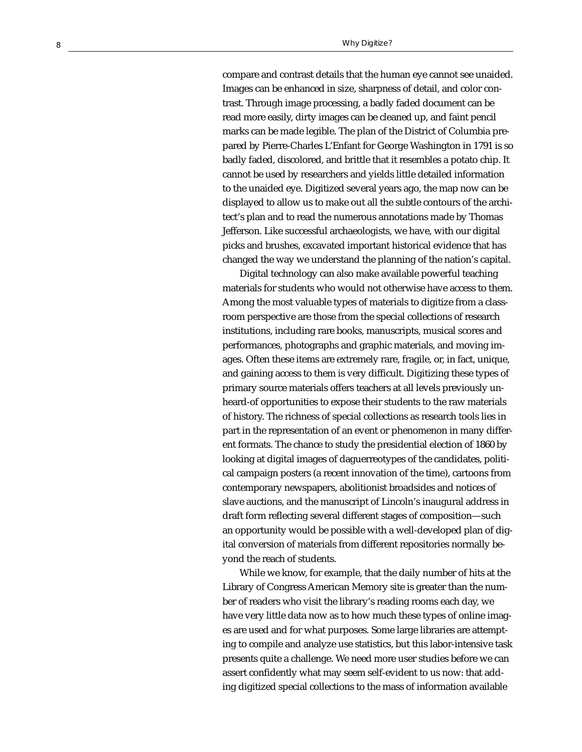compare and contrast details that the human eye cannot see unaided. Images can be enhanced in size, sharpness of detail, and color contrast. Through image processing, a badly faded document can be read more easily, dirty images can be cleaned up, and faint pencil marks can be made legible. The plan of the District of Columbia prepared by Pierre-Charles L'Enfant for George Washington in 1791 is so badly faded, discolored, and brittle that it resembles a potato chip. It cannot be used by researchers and yields little detailed information to the unaided eye. Digitized several years ago, the map now can be displayed to allow us to make out all the subtle contours of the architect's plan and to read the numerous annotations made by Thomas Jefferson. Like successful archaeologists, we have, with our digital picks and brushes, excavated important historical evidence that has changed the way we understand the planning of the nation's capital.

Digital technology can also make available powerful teaching materials for students who would not otherwise have access to them. Among the most valuable types of materials to digitize from a classroom perspective are those from the special collections of research institutions, including rare books, manuscripts, musical scores and performances, photographs and graphic materials, and moving images. Often these items are extremely rare, fragile, or, in fact, unique, and gaining access to them is very difficult. Digitizing these types of primary source materials offers teachers at all levels previously unheard-of opportunities to expose their students to the raw materials of history. The richness of special collections as research tools lies in part in the representation of an event or phenomenon in many different formats. The chance to study the presidential election of 1860 by looking at digital images of daguerreotypes of the candidates, political campaign posters (a recent innovation of the time), cartoons from contemporary newspapers, abolitionist broadsides and notices of slave auctions, and the manuscript of Lincoln's inaugural address in draft form reflecting several different stages of composition—such an opportunity would be possible with a well-developed plan of digital conversion of materials from different repositories normally beyond the reach of students.

While we know, for example, that the daily number of hits at the Library of Congress American Memory site is greater than the number of readers who visit the library's reading rooms each day, we have very little data now as to how much these types of online images are used and for what purposes. Some large libraries are attempting to compile and analyze use statistics, but this labor-intensive task presents quite a challenge. We need more user studies before we can assert confidently what may seem self-evident to us now: that adding digitized special collections to the mass of information available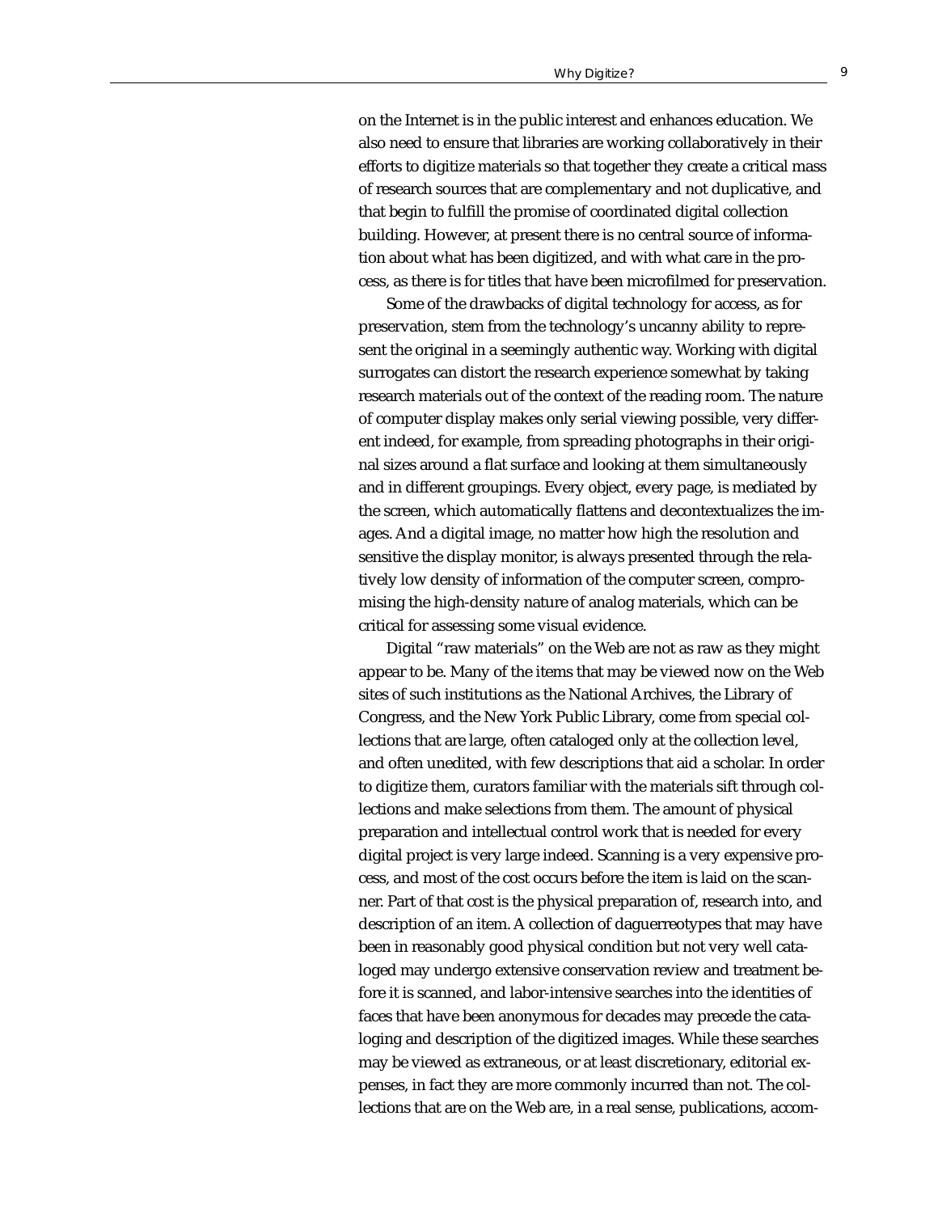on the Internet is in the public interest and enhances education. We also need to ensure that libraries are working collaboratively in their efforts to digitize materials so that together they create a critical mass of research sources that are complementary and not duplicative, and that begin to fulfill the promise of coordinated digital collection building. However, at present there is no central source of information about what has been digitized, and with what care in the process, as there is for titles that have been microfilmed for preservation.

Some of the drawbacks of digital technology for access, as for preservation, stem from the technology's uncanny ability to represent the original in a seemingly authentic way. Working with digital surrogates can distort the research experience somewhat by taking research materials out of the context of the reading room. The nature of computer display makes only serial viewing possible, very different indeed, for example, from spreading photographs in their original sizes around a flat surface and looking at them simultaneously and in different groupings. Every object, every page, is mediated by the screen, which automatically flattens and decontextualizes the images. And a digital image, no matter how high the resolution and sensitive the display monitor, is always presented through the relatively low density of information of the computer screen, compromising the high-density nature of analog materials, which can be critical for assessing some visual evidence.

Digital "raw materials" on the Web are not as raw as they might appear to be. Many of the items that may be viewed now on the Web sites of such institutions as the National Archives, the Library of Congress, and the New York Public Library, come from special collections that are large, often cataloged only at the collection level, and often unedited, with few descriptions that aid a scholar. In order to digitize them, curators familiar with the materials sift through collections and make selections from them. The amount of physical preparation and intellectual control work that is needed for every digital project is very large indeed. Scanning is a very expensive process, and most of the cost occurs before the item is laid on the scanner. Part of that cost is the physical preparation of, research into, and description of an item. A collection of daguerreotypes that may have been in reasonably good physical condition but not very well cataloged may undergo extensive conservation review and treatment before it is scanned, and labor-intensive searches into the identities of faces that have been anonymous for decades may precede the cataloging and description of the digitized images. While these searches may be viewed as extraneous, or at least discretionary, editorial expenses, in fact they are more commonly incurred than not. The collections that are on the Web are, in a real sense, publications, accom-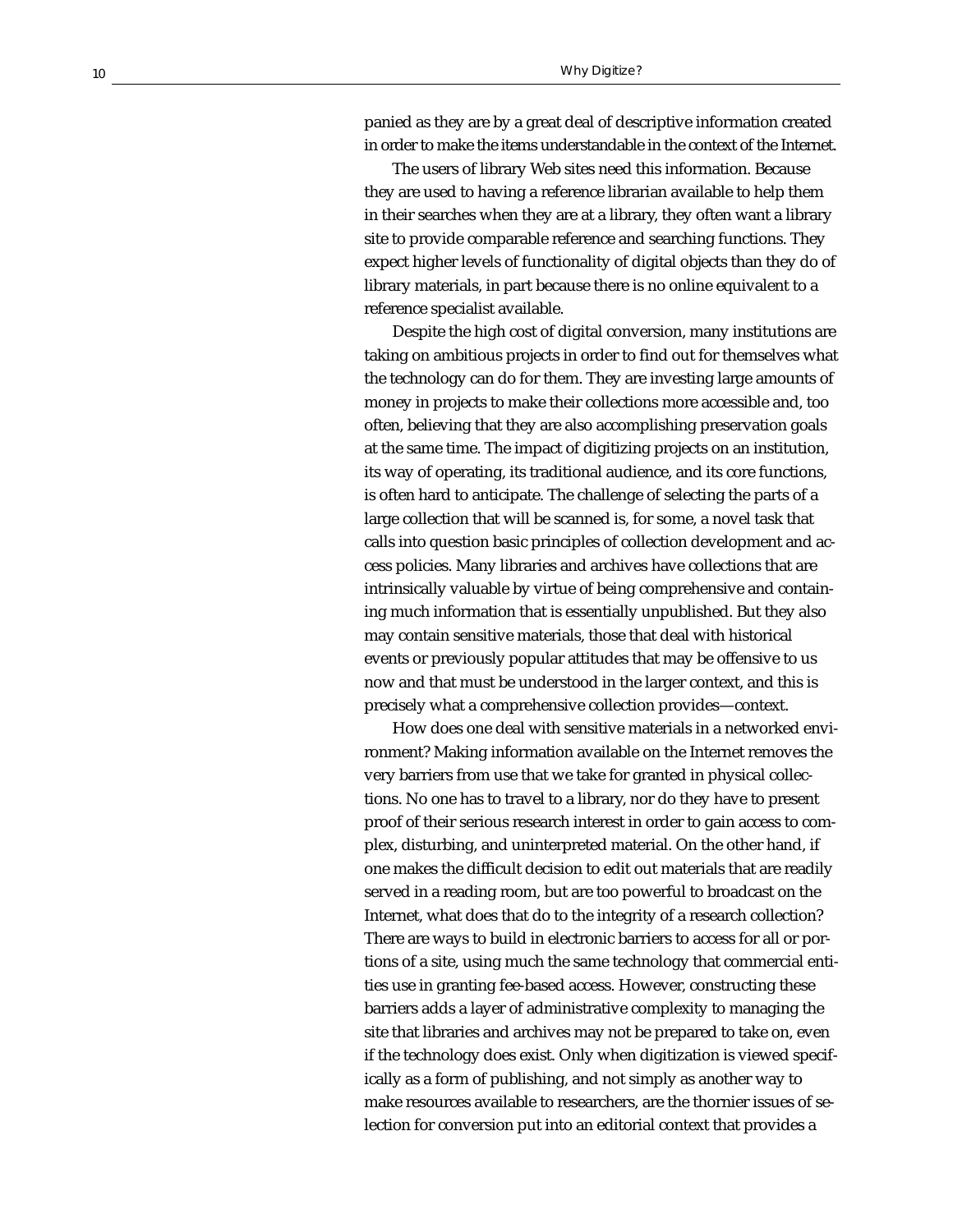panied as they are by a great deal of descriptive information created in order to make the items understandable in the context of the Internet.

The users of library Web sites need this information. Because they are used to having a reference librarian available to help them in their searches when they are at a library, they often want a library site to provide comparable reference and searching functions. They expect higher levels of functionality of digital objects than they do of library materials, in part because there is no online equivalent to a reference specialist available.

Despite the high cost of digital conversion, many institutions are taking on ambitious projects in order to find out for themselves what the technology can do for them. They are investing large amounts of money in projects to make their collections more accessible and, too often, believing that they are also accomplishing preservation goals at the same time. The impact of digitizing projects on an institution, its way of operating, its traditional audience, and its core functions, is often hard to anticipate. The challenge of selecting the parts of a large collection that will be scanned is, for some, a novel task that calls into question basic principles of collection development and access policies. Many libraries and archives have collections that are intrinsically valuable by virtue of being comprehensive and containing much information that is essentially unpublished. But they also may contain sensitive materials, those that deal with historical events or previously popular attitudes that may be offensive to us now and that must be understood in the larger context, and this is precisely what a comprehensive collection provides—context.

How does one deal with sensitive materials in a networked environment? Making information available on the Internet removes the very barriers from use that we take for granted in physical collections. No one has to travel to a library, nor do they have to present proof of their serious research interest in order to gain access to complex, disturbing, and uninterpreted material. On the other hand, if one makes the difficult decision to edit out materials that are readily served in a reading room, but are too powerful to broadcast on the Internet, what does that do to the integrity of a research collection? There are ways to build in electronic barriers to access for all or portions of a site, using much the same technology that commercial entities use in granting fee-based access. However, constructing these barriers adds a layer of administrative complexity to managing the site that libraries and archives may not be prepared to take on, even if the technology does exist. Only when digitization is viewed specifically as a form of publishing, and not simply as another way to make resources available to researchers, are the thornier issues of selection for conversion put into an editorial context that provides a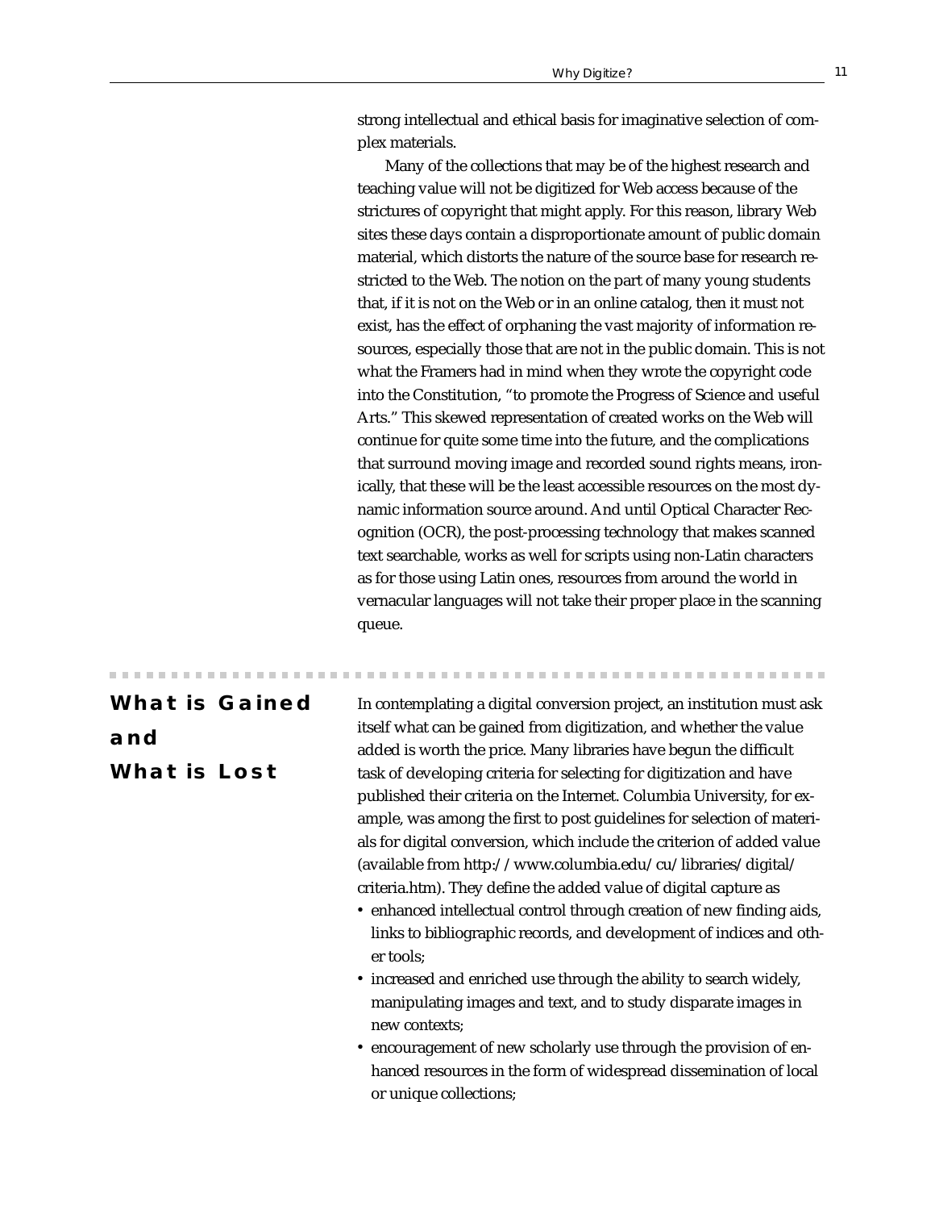strong intellectual and ethical basis for imaginative selection of complex materials.

Many of the collections that may be of the highest research and teaching value will not be digitized for Web access because of the strictures of copyright that might apply. For this reason, library Web sites these days contain a disproportionate amount of public domain material, which distorts the nature of the source base for research restricted to the Web. The notion on the part of many young students that, if it is not on the Web or in an online catalog, then it must not exist, has the effect of orphaning the vast majority of information resources, especially those that are not in the public domain. This is not what the Framers had in mind when they wrote the copyright code into the Constitution, "to promote the Progress of Science and useful Arts." This skewed representation of created works on the Web will continue for quite some time into the future, and the complications that surround moving image and recorded sound rights means, ironically, that these will be the least accessible resources on the most dynamic information source around. And until Optical Character Recognition (OCR), the post-processing technology that makes scanned text searchable, works as well for scripts using non-Latin characters as for those using Latin ones, resources from around the world in vernacular languages will not take their proper place in the scanning queue.

## What is Gained and What is Lost

In contemplating a digital conversion project, an institution must ask itself what can be gained from digitization, and whether the value added is worth the price. Many libraries have begun the difficult task of developing criteria for selecting for digitization and have published their criteria on the Internet. Columbia University, for example, was among the first to post guidelines for selection of materials for digital conversion, which include the criterion of added value (available from http://www.columbia.edu/cu/libraries/digital/criteria.htm). They define the added value of digital capture as

- enhanced intellectual control through creation of new finding aids, links to bibliographic records, and development of indices and other tools;
- increased and enriched use through the ability to search widely, manipulating images and text, and to study disparate images in new contexts;
- encouragement of new scholarly use through the provision of enhanced resources in the form of widespread dissemination of local or unique collections;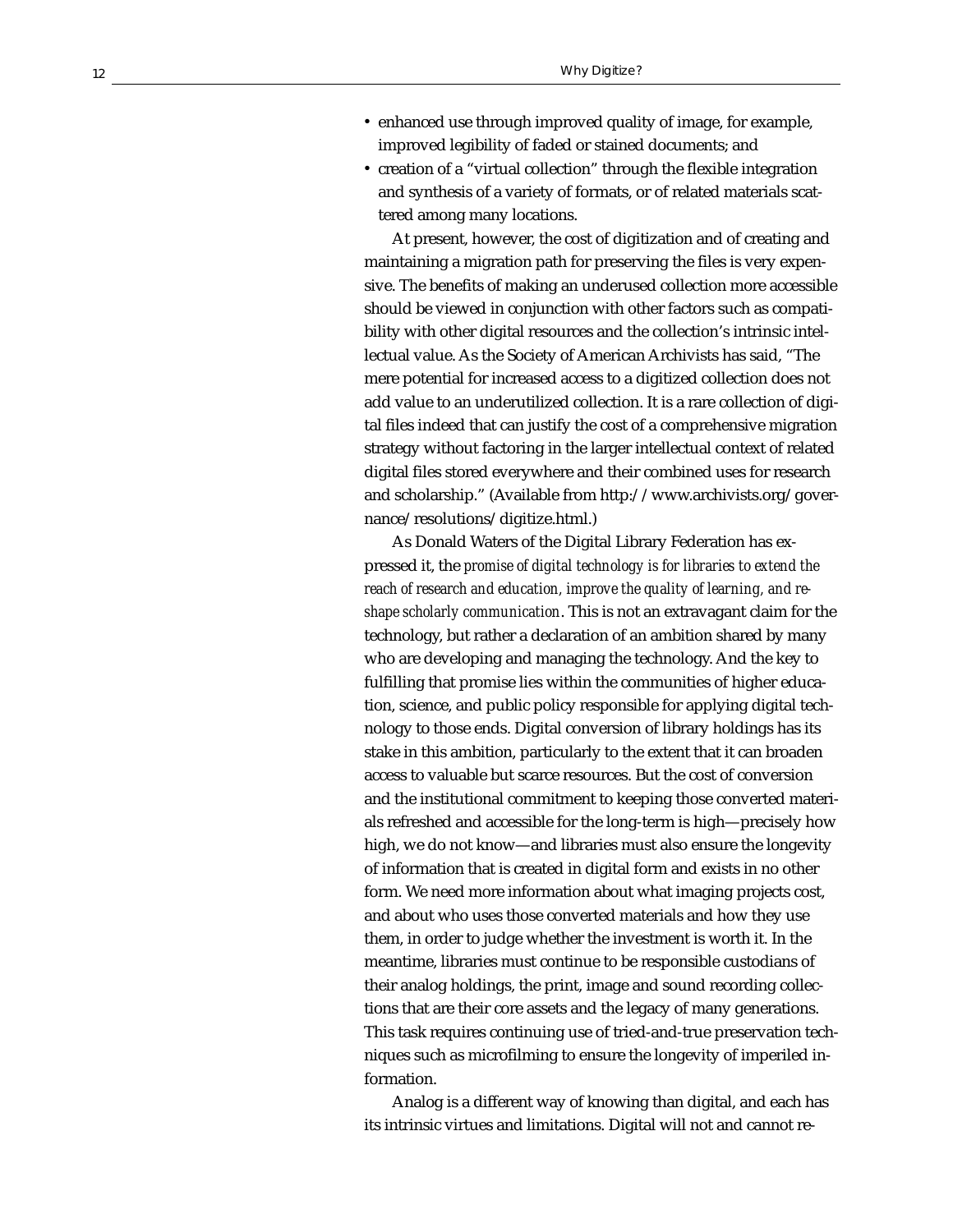- enhanced use through improved quality of image, for example, improved legibility of faded or stained documents; and
- creation of a "virtual collection" through the flexible integration and synthesis of a variety of formats, or of related materials scattered among many locations.

At present, however, the cost of digitization and of creating and maintaining a migration path for preserving the files is very expensive. The benefits of making an underused collection more accessible should be viewed in conjunction with other factors such as compatibility with other digital resources and the collection's intrinsic intellectual value. As the Society of American Archivists has said, "The mere potential for increased access to a digitized collection does not add value to an underutilized collection. It is a rare collection of digital files indeed that can justify the cost of a comprehensive migration strategy without factoring in the larger intellectual context of related digital files stored everywhere and their combined uses for research and scholarship." (Available from http://www.archivists.org/governance/resolutions/digitize.html.)

As Donald Waters of the Digital Library Federation has expressed it, the *promise of digital technology is for libraries to extend the reach of research and education, improve the quality of learning, and reshape scholarly communication*. This is not an extravagant claim for the technology, but rather a declaration of an ambition shared by many who are developing and managing the technology. And the key to fulfilling that promise lies within the communities of higher education, science, and public policy responsible for applying digital technology to those ends. Digital conversion of library holdings has its stake in this ambition, particularly to the extent that it can broaden access to valuable but scarce resources. But the cost of conversion and the institutional commitment to keeping those converted materials refreshed and accessible for the long-term is high—precisely how high, we do not know—and libraries must also ensure the longevity of information that is created in digital form and exists in no other form. We need more information about what imaging projects cost, and about who uses those converted materials and how they use them, in order to judge whether the investment is worth it. In the meantime, libraries must continue to be responsible custodians of their analog holdings, the print, image and sound recording collections that are their core assets and the legacy of many generations. This task requires continuing use of tried-and-true preservation techniques such as microfilming to ensure the longevity of imperiled information.

Analog is a different way of knowing than digital, and each has its intrinsic virtues and limitations. Digital will not and cannot re-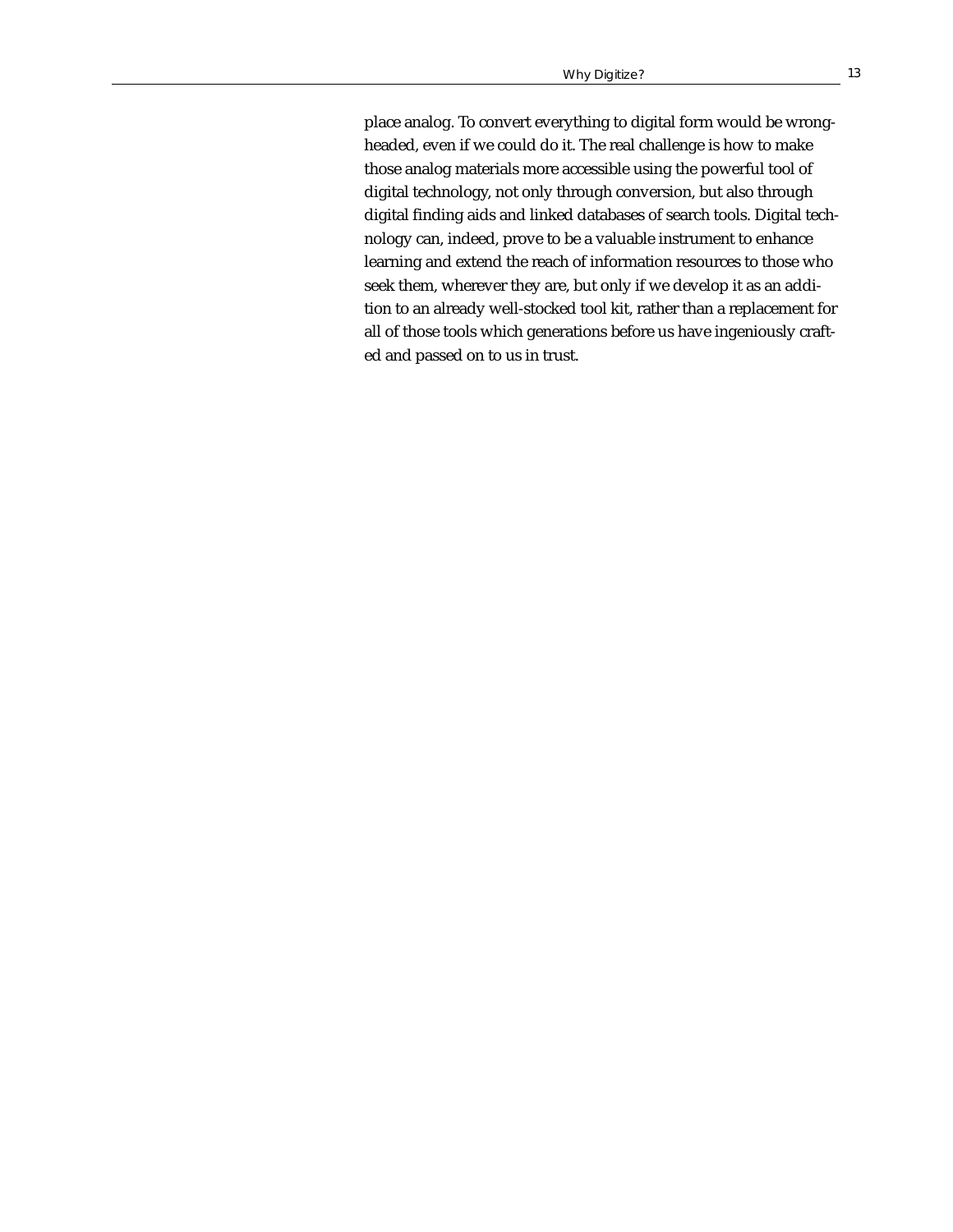place analog. To convert everything to digital form would be wrong-headed, even if we could do it. The real challenge is how to make those analog materials more accessible using the powerful tool of digital technology, not only through conversion, but also through digital finding aids and linked databases of search tools. Digital technology can, indeed, prove to be a valuable instrument to enhance learning and extend the reach of information resources to those who seek them, wherever they are, but only if we develop it as an addition to an already well-stocked tool kit, rather than a replacement for all of those tools which generations before us have ingeniously crafted and passed on to us in trust.